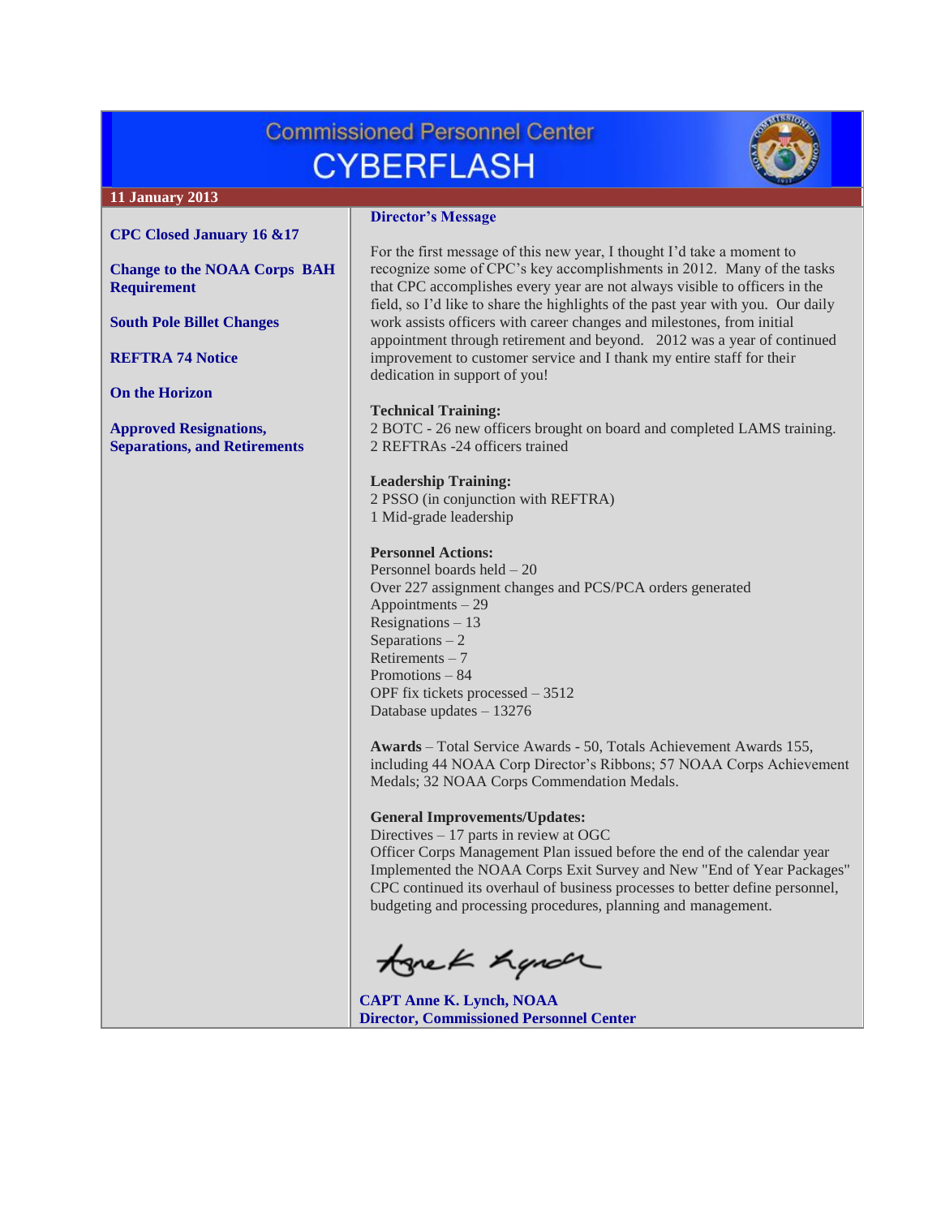# Commissioned Personnel Center CYBERFLASH

**11 January 2013**

- **CPC Closed January 16 &17**
- **Change to the NOAA Corps BAH Requirement**
- **South Pole Billet Changes**
- **REFTRA 74 Notice**
- **On the Horizon**
- **Approved Resignations, Separations, and Retirements**

## Director's Message

For the first message of this new year, I thought I'd take a moment to recognize some of CPC's key accomplishments in 2012. Many of the tasks that CPC accomplishes every year are not always visible to officers in the field, so I'd like to share the highlights of the past year with you. Our daily work assists officers with career changes and milestones, from initial appointment through retirement and beyond. 2012 was a year of continued improvement to customer service and I thank my entire staff for their dedication in support of you!

**Technical Training:**
2 BOTC - 26 new officers brought on board and completed LAMS training.
2 REFTRAs -24 officers trained

**Leadership Training:**
2 PSSO (in conjunction with REFTRA)
1 Mid-grade leadership

**Personnel Actions:**
Personnel boards held – 20
Over 227 assignment changes and PCS/PCA orders generated
Appointments – 29
Resignations – 13
Separations – 2
Retirements – 7
Promotions – 84
OPF fix tickets processed – 3512
Database updates – 13276

**Awards** – Total Service Awards - 50, Totals Achievement Awards 155, including 44 NOAA Corp Director's Ribbons; 57 NOAA Corps Achievement Medals; 32 NOAA Corps Commendation Medals.

**General Improvements/Updates:**
Directives – 17 parts in review at OGC
Officer Corps Management Plan issued before the end of the calendar year
Implemented the NOAA Corps Exit Survey and New "End of Year Packages"
CPC continued its overhaul of business processes to better define personnel, budgeting and processing procedures, planning and management.

**CAPT Anne K. Lynch, NOAA**
**Director, Commissioned Personnel Center**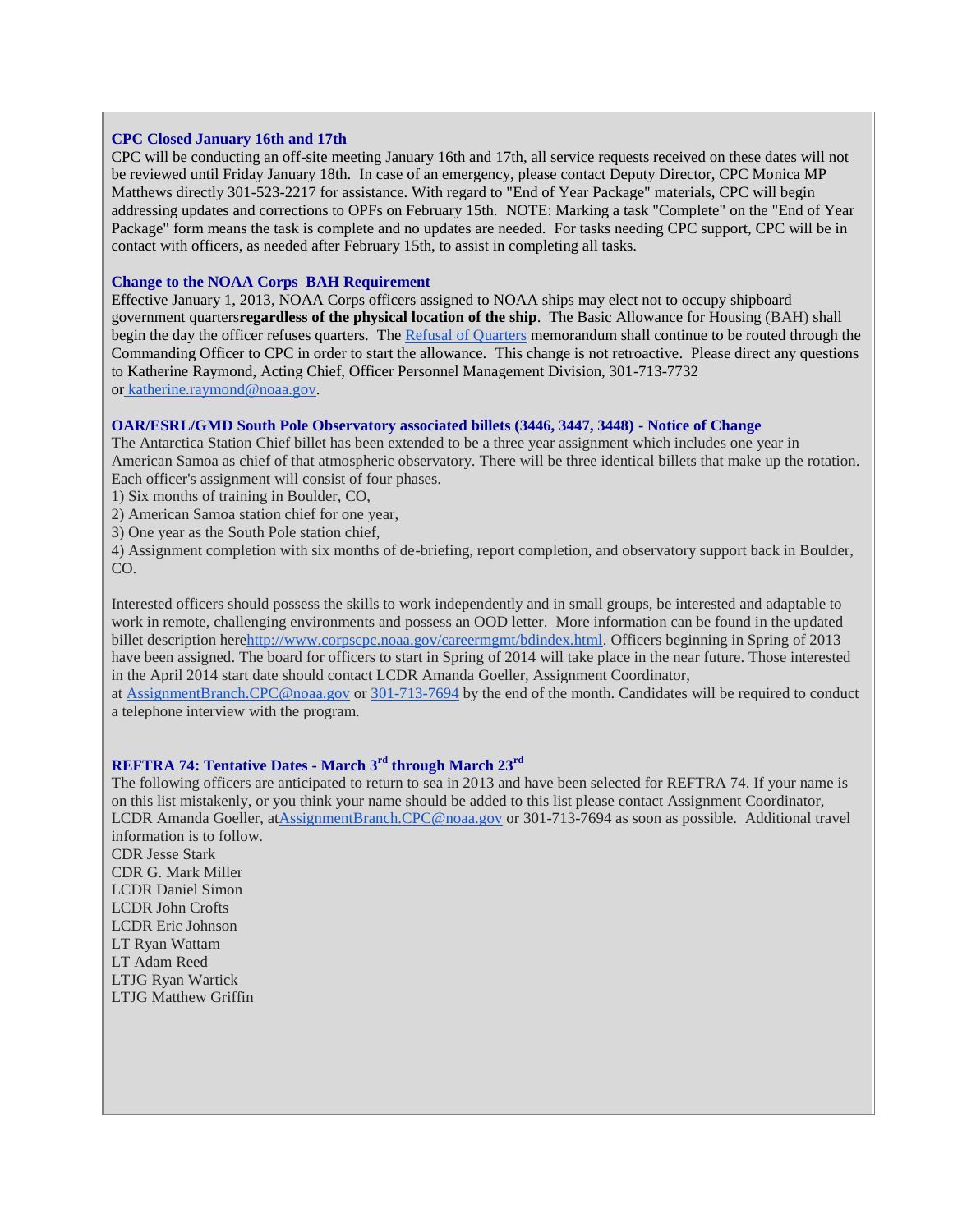### CPC Closed January 16th and 17th

CPC will be conducting an off-site meeting January 16th and 17th, all service requests received on these dates will not be reviewed until Friday January 18th. In case of an emergency, please contact Deputy Director, CPC Monica MP Matthews directly 301-523-2217 for assistance. With regard to "End of Year Package" materials, CPC will begin addressing updates and corrections to OPFs on February 15th. NOTE: Marking a task "Complete" on the "End of Year Package" form means the task is complete and no updates are needed. For tasks needing CPC support, CPC will be in contact with officers, as needed after February 15th, to assist in completing all tasks.

### Change to the NOAA Corps BAH Requirement

Effective January 1, 2013, NOAA Corps officers assigned to NOAA ships may elect not to occupy shipboard government quarters**regardless of the physical location of the ship**. The Basic Allowance for Housing (BAH) shall begin the day the officer refuses quarters. The Refusal of Quarters memorandum shall continue to be routed through the Commanding Officer to CPC in order to start the allowance. This change is not retroactive. Please direct any questions to Katherine Raymond, Acting Chief, Officer Personnel Management Division, 301-713-7732 or katherine.raymond@noaa.gov.

### OAR/ESRL/GMD South Pole Observatory associated billets (3446, 3447, 3448) - Notice of Change

The Antarctica Station Chief billet has been extended to be a three year assignment which includes one year in American Samoa as chief of that atmospheric observatory. There will be three identical billets that make up the rotation. Each officer's assignment will consist of four phases.

1) Six months of training in Boulder, CO,
2) American Samoa station chief for one year,
3) One year as the South Pole station chief,
4) Assignment completion with six months of de-briefing, report completion, and observatory support back in Boulder, CO.

Interested officers should possess the skills to work independently and in small groups, be interested and adaptable to work in remote, challenging environments and possess an OOD letter. More information can be found in the updated billet description herehttp://www.corpscpc.noaa.gov/careermgmt/bdindex.html. Officers beginning in Spring of 2013 have been assigned. The board for officers to start in Spring of 2014 will take place in the near future. Those interested in the April 2014 start date should contact LCDR Amanda Goeller, Assignment Coordinator, at AssignmentBranch.CPC@noaa.gov or 301-713-7694 by the end of the month. Candidates will be required to conduct a telephone interview with the program.

### REFTRA 74: Tentative Dates - March 3rd through March 23rd

The following officers are anticipated to return to sea in 2013 and have been selected for REFTRA 74. If your name is on this list mistakenly, or you think your name should be added to this list please contact Assignment Coordinator, LCDR Amanda Goeller, atAssignmentBranch.CPC@noaa.gov or 301-713-7694 as soon as possible. Additional travel information is to follow.

CDR Jesse Stark
CDR G. Mark Miller
LCDR Daniel Simon
LCDR John Crofts
LCDR Eric Johnson
LT Ryan Wattam
LT Adam Reed
LTJG Ryan Wartick
LTJG Matthew Griffin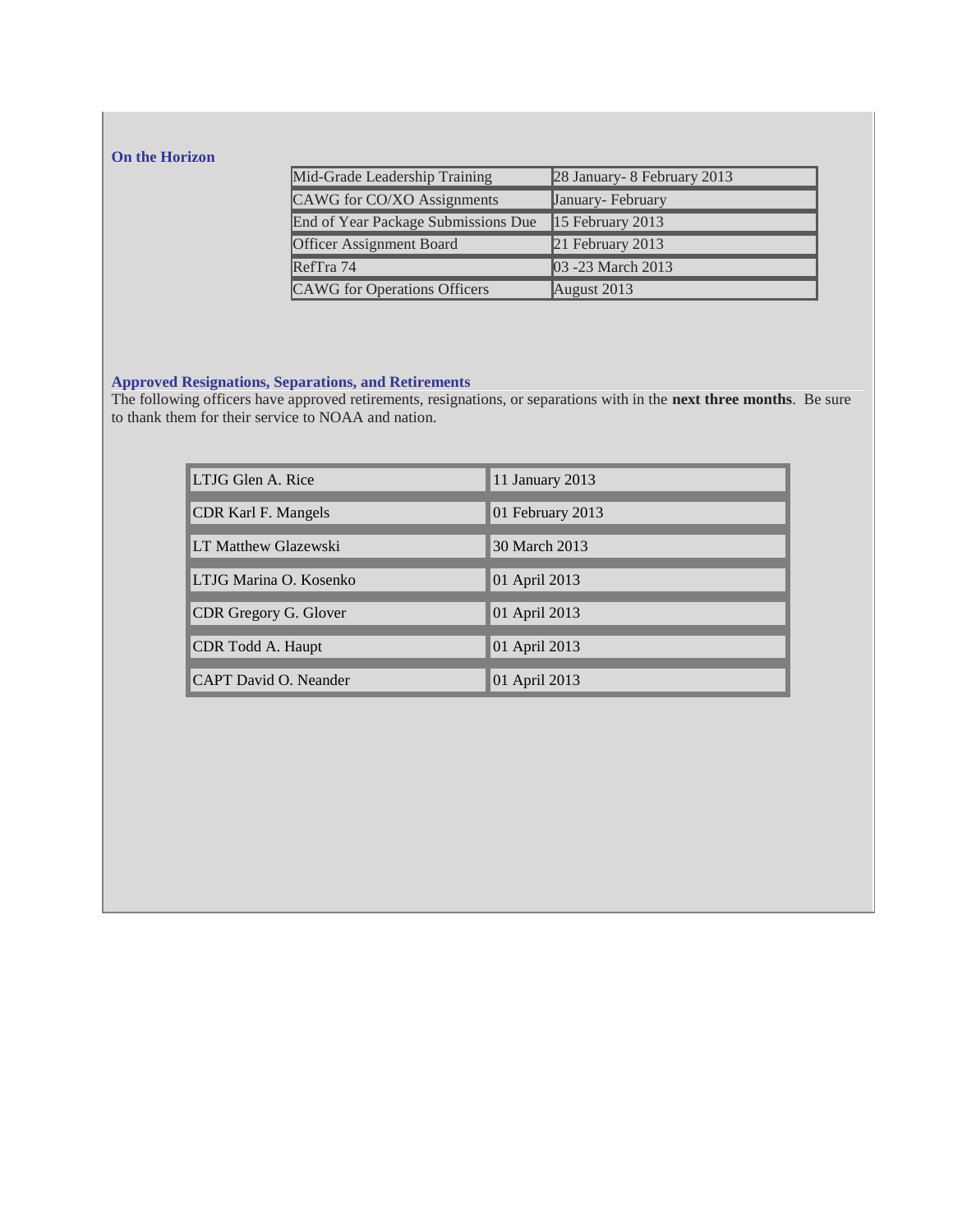### On the Horizon

| | |
|---|---|
| Mid-Grade Leadership Training | 28 January- 8 February 2013 |
| CAWG for CO/XO Assignments | January- February |
| End of Year Package Submissions Due | 15 February 2013 |
| Officer Assignment Board | 21 February 2013 |
| RefTra 74 | 03 -23 March 2013 |
| CAWG for Operations Officers | August 2013 |

### Approved Resignations, Separations, and Retirements

The following officers have approved retirements, resignations, or separations with in the **next three months**. Be sure to thank them for their service to NOAA and nation.

| | |
|---|---|
| LTJG Glen A. Rice | 11 January 2013 |
| CDR Karl F. Mangels | 01 February 2013 |
| LT Matthew Glazewski | 30 March 2013 |
| LTJG Marina O. Kosenko | 01 April 2013 |
| CDR Gregory G. Glover | 01 April 2013 |
| CDR Todd A. Haupt | 01 April 2013 |
| CAPT David O. Neander | 01 April 2013 |